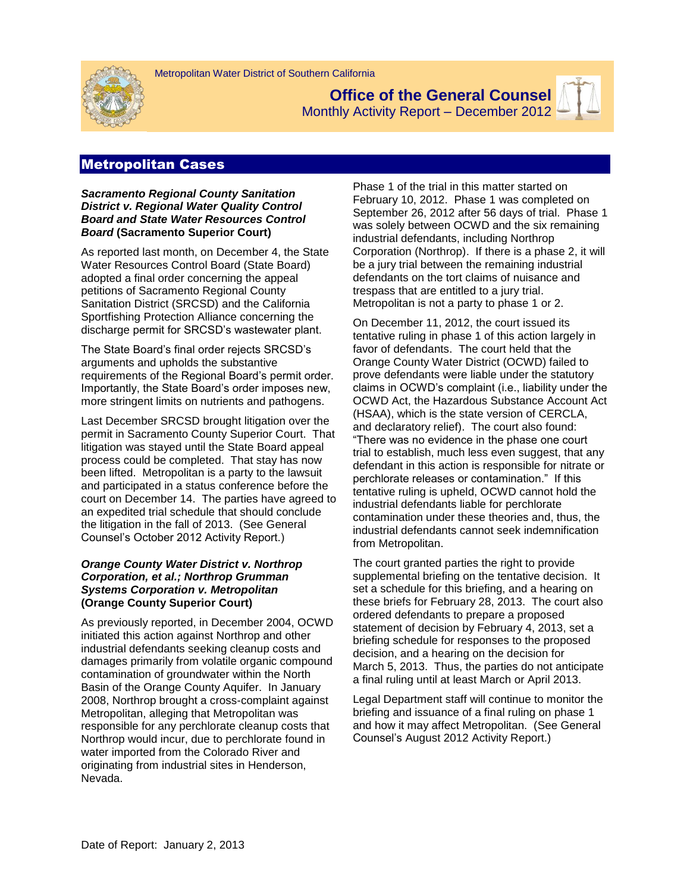Metropolitan Water District of Southern California

# Office of the General Counsel

Monthly Activity Report – December 2012

## Metropolitan Cases

***Sacramento Regional County Sanitation District v. Regional Water Quality Control Board and State Water Resources Control Board* (Sacramento Superior Court)**

As reported last month, on December 4, the State Water Resources Control Board (State Board) adopted a final order concerning the appeal petitions of Sacramento Regional County Sanitation District (SRCSD) and the California Sportfishing Protection Alliance concerning the discharge permit for SRCSD's wastewater plant.

The State Board's final order rejects SRCSD's arguments and upholds the substantive requirements of the Regional Board's permit order. Importantly, the State Board's order imposes new, more stringent limits on nutrients and pathogens.

Last December SRCSD brought litigation over the permit in Sacramento County Superior Court. That litigation was stayed until the State Board appeal process could be completed. That stay has now been lifted. Metropolitan is a party to the lawsuit and participated in a status conference before the court on December 14. The parties have agreed to an expedited trial schedule that should conclude the litigation in the fall of 2013. (See General Counsel's October 2012 Activity Report.)

***Orange County Water District v. Northrop Corporation, et al.; Northrop Grumman Systems Corporation v. Metropolitan* (Orange County Superior Court)**

As previously reported, in December 2004, OCWD initiated this action against Northrop and other industrial defendants seeking cleanup costs and damages primarily from volatile organic compound contamination of groundwater within the North Basin of the Orange County Aquifer. In January 2008, Northrop brought a cross-complaint against Metropolitan, alleging that Metropolitan was responsible for any perchlorate cleanup costs that Northrop would incur, due to perchlorate found in water imported from the Colorado River and originating from industrial sites in Henderson, Nevada.

Phase 1 of the trial in this matter started on February 10, 2012. Phase 1 was completed on September 26, 2012 after 56 days of trial. Phase 1 was solely between OCWD and the six remaining industrial defendants, including Northrop Corporation (Northrop). If there is a phase 2, it will be a jury trial between the remaining industrial defendants on the tort claims of nuisance and trespass that are entitled to a jury trial. Metropolitan is not a party to phase 1 or 2.

On December 11, 2012, the court issued its tentative ruling in phase 1 of this action largely in favor of defendants. The court held that the Orange County Water District (OCWD) failed to prove defendants were liable under the statutory claims in OCWD's complaint (i.e., liability under the OCWD Act, the Hazardous Substance Account Act (HSAA), which is the state version of CERCLA, and declaratory relief). The court also found: "There was no evidence in the phase one court trial to establish, much less even suggest, that any defendant in this action is responsible for nitrate or perchlorate releases or contamination." If this tentative ruling is upheld, OCWD cannot hold the industrial defendants liable for perchlorate contamination under these theories and, thus, the industrial defendants cannot seek indemnification from Metropolitan.

The court granted parties the right to provide supplemental briefing on the tentative decision. It set a schedule for this briefing, and a hearing on these briefs for February 28, 2013. The court also ordered defendants to prepare a proposed statement of decision by February 4, 2013, set a briefing schedule for responses to the proposed decision, and a hearing on the decision for March 5, 2013. Thus, the parties do not anticipate a final ruling until at least March or April 2013.

Legal Department staff will continue to monitor the briefing and issuance of a final ruling on phase 1 and how it may affect Metropolitan. (See General Counsel's August 2012 Activity Report.)

Date of Report: January 2, 2013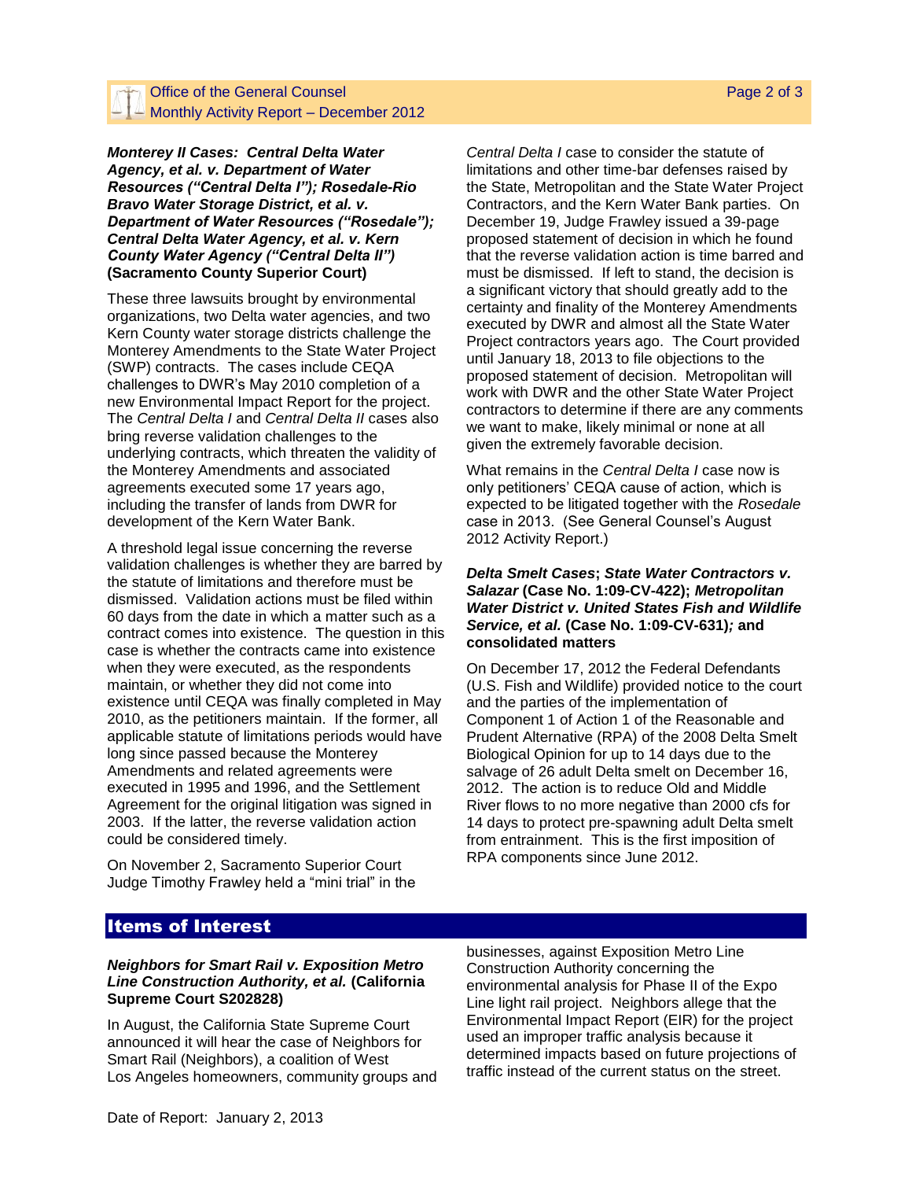**_Monterey II Cases: Central Delta Water Agency, et al. v. Department of Water Resources ("Central Delta I"); Rosedale-Rio Bravo Water Storage District, et al. v. Department of Water Resources ("Rosedale"); Central Delta Water Agency, et al. v. Kern County Water Agency ("Central Delta II")_ (Sacramento County Superior Court)**

These three lawsuits brought by environmental organizations, two Delta water agencies, and two Kern County water storage districts challenge the Monterey Amendments to the State Water Project (SWP) contracts. The cases include CEQA challenges to DWR's May 2010 completion of a new Environmental Impact Report for the project. The *Central Delta I* and *Central Delta II* cases also bring reverse validation challenges to the underlying contracts, which threaten the validity of the Monterey Amendments and associated agreements executed some 17 years ago, including the transfer of lands from DWR for development of the Kern Water Bank.

A threshold legal issue concerning the reverse validation challenges is whether they are barred by the statute of limitations and therefore must be dismissed. Validation actions must be filed within 60 days from the date in which a matter such as a contract comes into existence. The question in this case is whether the contracts came into existence when they were executed, as the respondents maintain, or whether they did not come into existence until CEQA was finally completed in May 2010, as the petitioners maintain. If the former, all applicable statute of limitations periods would have long since passed because the Monterey Amendments and related agreements were executed in 1995 and 1996, and the Settlement Agreement for the original litigation was signed in 2003. If the latter, the reverse validation action could be considered timely.

On November 2, Sacramento Superior Court Judge Timothy Frawley held a "mini trial" in the *Central Delta I* case to consider the statute of limitations and other time-bar defenses raised by the State, Metropolitan and the State Water Project Contractors, and the Kern Water Bank parties. On December 19, Judge Frawley issued a 39-page proposed statement of decision in which he found that the reverse validation action is time barred and must be dismissed. If left to stand, the decision is a significant victory that should greatly add to the certainty and finality of the Monterey Amendments executed by DWR and almost all the State Water Project contractors years ago. The Court provided until January 18, 2013 to file objections to the proposed statement of decision. Metropolitan will work with DWR and the other State Water Project contractors to determine if there are any comments we want to make, likely minimal or none at all given the extremely favorable decision.

What remains in the *Central Delta I* case now is only petitioners' CEQA cause of action, which is expected to be litigated together with the *Rosedale* case in 2013. (See General Counsel's August 2012 Activity Report.)

**_Delta Smelt Cases_; _State Water Contractors v. Salazar_ (Case No. 1:09-CV-422); _Metropolitan Water District v. United States Fish and Wildlife Service, et al._ (Case No. 1:09-CV-631)_;_ and consolidated matters**

On December 17, 2012 the Federal Defendants (U.S. Fish and Wildlife) provided notice to the court and the parties of the implementation of Component 1 of Action 1 of the Reasonable and Prudent Alternative (RPA) of the 2008 Delta Smelt Biological Opinion for up to 14 days due to the salvage of 26 adult Delta smelt on December 16, 2012. The action is to reduce Old and Middle River flows to no more negative than 2000 cfs for 14 days to protect pre-spawning adult Delta smelt from entrainment. This is the first imposition of RPA components since June 2012.

## Items of Interest

**_Neighbors for Smart Rail v. Exposition Metro Line Construction Authority, et al._ (California Supreme Court S202828)**

In August, the California State Supreme Court announced it will hear the case of Neighbors for Smart Rail (Neighbors), a coalition of West Los Angeles homeowners, community groups and businesses, against Exposition Metro Line Construction Authority concerning the environmental analysis for Phase II of the Expo Line light rail project. Neighbors allege that the Environmental Impact Report (EIR) for the project used an improper traffic analysis because it determined impacts based on future projections of traffic instead of the current status on the street.

Date of Report: January 2, 2013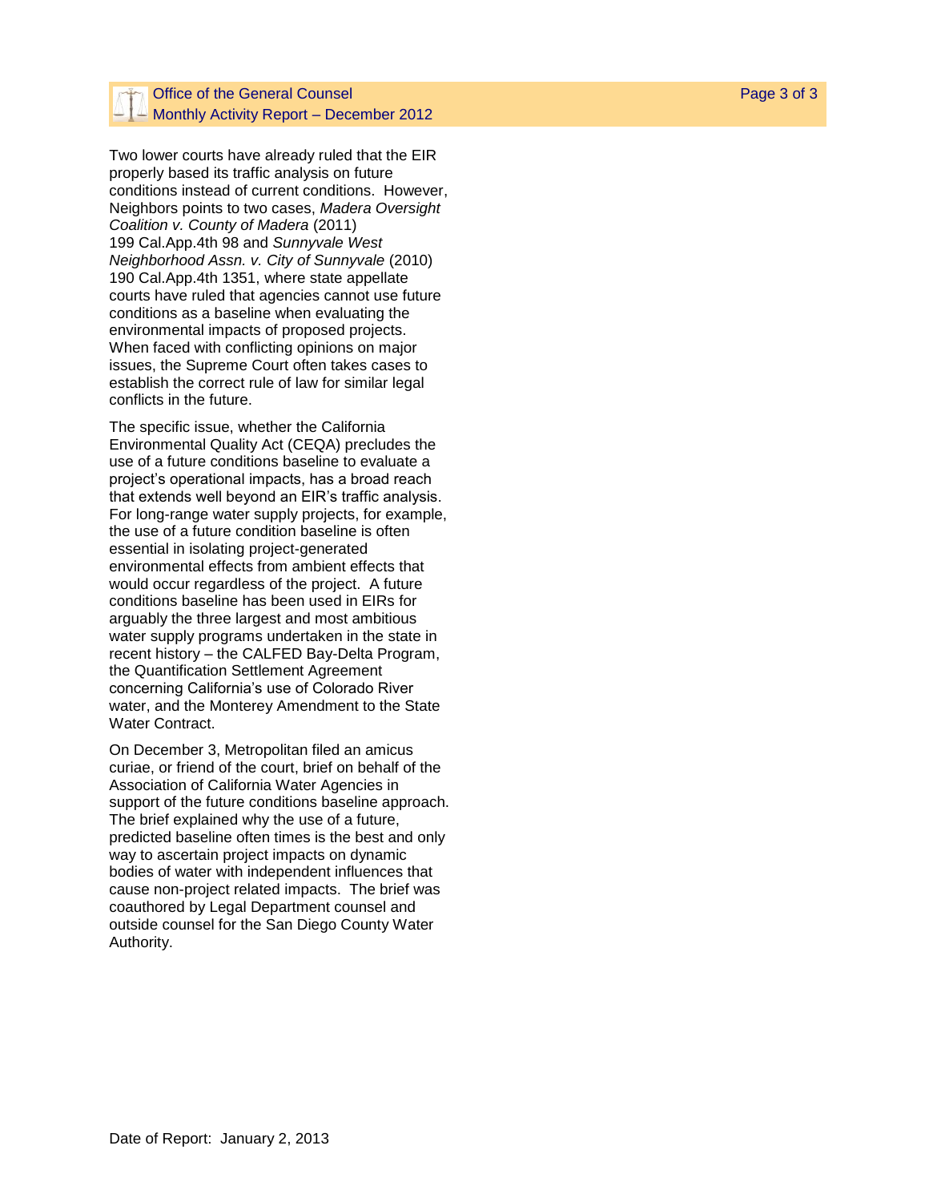Two lower courts have already ruled that the EIR properly based its traffic analysis on future conditions instead of current conditions. However, Neighbors points to two cases, *Madera Oversight Coalition v. County of Madera* (2011) 199 Cal.App.4th 98 and *Sunnyvale West Neighborhood Assn. v. City of Sunnyvale* (2010) 190 Cal.App.4th 1351, where state appellate courts have ruled that agencies cannot use future conditions as a baseline when evaluating the environmental impacts of proposed projects. When faced with conflicting opinions on major issues, the Supreme Court often takes cases to establish the correct rule of law for similar legal conflicts in the future.

The specific issue, whether the California Environmental Quality Act (CEQA) precludes the use of a future conditions baseline to evaluate a project's operational impacts, has a broad reach that extends well beyond an EIR's traffic analysis. For long-range water supply projects, for example, the use of a future condition baseline is often essential in isolating project-generated environmental effects from ambient effects that would occur regardless of the project. A future conditions baseline has been used in EIRs for arguably the three largest and most ambitious water supply programs undertaken in the state in recent history – the CALFED Bay-Delta Program, the Quantification Settlement Agreement concerning California's use of Colorado River water, and the Monterey Amendment to the State Water Contract.

On December 3, Metropolitan filed an amicus curiae, or friend of the court, brief on behalf of the Association of California Water Agencies in support of the future conditions baseline approach. The brief explained why the use of a future, predicted baseline often times is the best and only way to ascertain project impacts on dynamic bodies of water with independent influences that cause non-project related impacts. The brief was coauthored by Legal Department counsel and outside counsel for the San Diego County Water Authority.

Date of Report: January 2, 2013